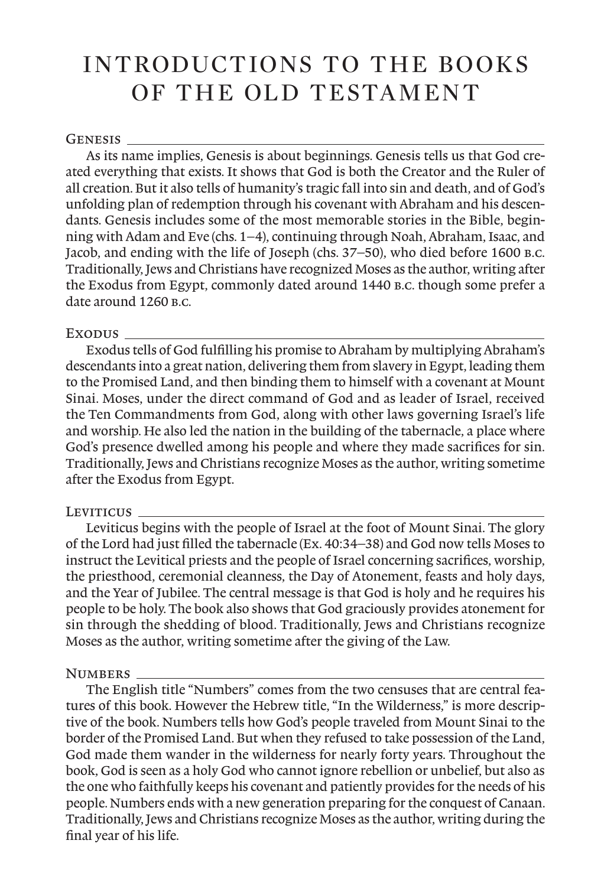# INTRODUCTIONS TO THE BOOKS OF THE OLD TESTAMENT

## Genesis

As its name implies, Genesis is about beginnings. Genesis tells us that God created everything that exists. It shows that God is both the Creator and the Ruler of all creation. But it also tells of humanity's tragic fall into sin and death, and of God's unfolding plan of redemption through his covenant with Abraham and his descendants. Genesis includes some of the most memorable stories in the Bible, beginning with Adam and Eve (chs. 1–4), continuing through Noah, Abraham, Isaac, and Jacob, and ending with the life of Joseph (chs. 37–50), who died before 1600 B.C. Traditionally, Jews and Christians have recognized Moses as the author, writing after the Exodus from Egypt, commonly dated around 1440 B.C. though some prefer a date around 1260 B.C.

## Exodus

Exodus tells of God fulfilling his promise to Abraham by multiplying Abraham's descendants into a great nation, delivering them from slavery in Egypt, leading them to the Promised Land, and then binding them to himself with a covenant at Mount Sinai. Moses, under the direct command of God and as leader of Israel, received the Ten Commandments from God, along with other laws governing Israel's life and worship. He also led the nation in the building of the tabernacle, a place where God's presence dwelled among his people and where they made sacrifices for sin. Traditionally, Jews and Christians recognize Moses as the author, writing sometime after the Exodus from Egypt.

## Leviticus

Leviticus begins with the people of Israel at the foot of Mount Sinai. The glory of the Lord had just filled the tabernacle (Ex. 40:34–38) and God now tells Moses to instruct the Levitical priests and the people of Israel concerning sacrifices, worship, the priesthood, ceremonial cleanness, the Day of Atonement, feasts and holy days, and the Year of Jubilee. The central message is that God is holy and he requires his people to be holy. The book also shows that God graciously provides atonement for sin through the shedding of blood. Traditionally, Jews and Christians recognize Moses as the author, writing sometime after the giving of the Law.

## Numbers

The English title "Numbers" comes from the two censuses that are central features of this book. However the Hebrew title, "In the Wilderness," is more descriptive of the book. Numbers tells how God's people traveled from Mount Sinai to the border of the Promised Land. But when they refused to take possession of the Land, God made them wander in the wilderness for nearly forty years. Throughout the book, God is seen as a holy God who cannot ignore rebellion or unbelief, but also as the one who faithfully keeps his covenant and patiently provides for the needs of his people. Numbers ends with a new generation preparing for the conquest of Canaan. Traditionally, Jews and Christians recognize Moses as the author, writing during the final year of his life.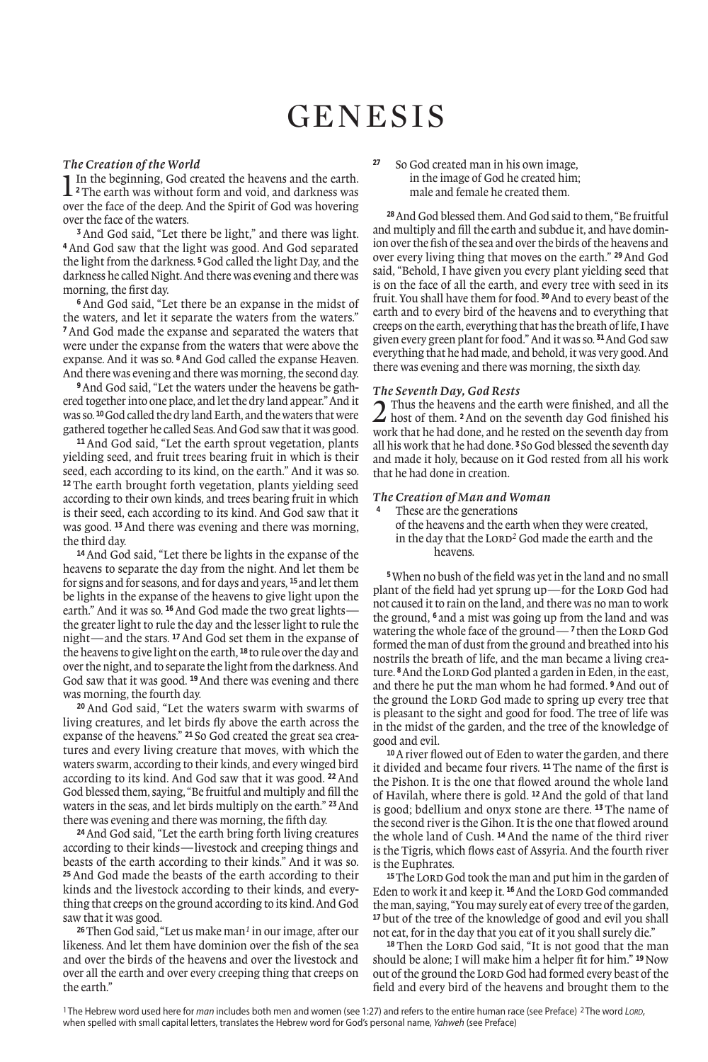# GENESIS

### *The Creation of the World*

**1** In the beginning, God created the heavens and the earth. **2** The earth was without form and void, and darkness was over the face of the deep. And the Spirit of God was hovering over the face of the waters.

**3** And God said, "Let there be light," and there was light. **4** And God saw that the light was good. And God separated the light from the darkness. **5** God called the light Day, and the darkness he called Night. And there was evening and there was morning, the first day.

**6** And God said, "Let there be an expanse in the midst of the waters, and let it separate the waters from the waters." **7** And God made the expanse and separated the waters that were under the expanse from the waters that were above the expanse. And it was so. **8** And God called the expanse Heaven. And there was evening and there was morning, the second day.

**9** And God said, "Let the waters under the heavens be gathered together into one place, and let the dry land appear." And it was so. **10** God called the dry land Earth, and the waters that were gathered together he called Seas. And God saw that it was good.

**11** And God said, "Let the earth sprout vegetation, plants yielding seed, and fruit trees bearing fruit in which is their seed, each according to its kind, on the earth." And it was so. **12** The earth brought forth vegetation, plants yielding seed according to their own kinds, and trees bearing fruit in which is their seed, each according to its kind. And God saw that it was good. **13** And there was evening and there was morning, the third day.

**14** And God said, "Let there be lights in the expanse of the heavens to separate the day from the night. And let them be for signs and for seasons, and for days and years, **15** and let them be lights in the expanse of the heavens to give light upon the earth." And it was so. **16** And God made the two great lights—the greater light to rule the day and the lesser light to rule the night—and the stars. **17** And God set them in the expanse of the heavens to give light on the earth, **18** to rule over the day and over the night, and to separate the light from the darkness. And God saw that it was good. **19** And there was evening and there was morning, the fourth day.

**20** And God said, "Let the waters swarm with swarms of living creatures, and let birds fly above the earth across the expanse of the heavens." **21** So God created the great sea creatures and every living creature that moves, with which the waters swarm, according to their kinds, and every winged bird according to its kind. And God saw that it was good. **22** And God blessed them, saying, "Be fruitful and multiply and fill the waters in the seas, and let birds multiply on the earth." **23** And there was evening and there was morning, the fifth day.

**24** And God said, "Let the earth bring forth living creatures according to their kinds—livestock and creeping things and beasts of the earth according to their kinds." And it was so. **25** And God made the beasts of the earth according to their kinds and the livestock according to their kinds, and everything that creeps on the ground according to its kind. And God saw that it was good.

**26** Then God said, "Let us make man[1] in our image, after our likeness. And let them have dominion over the fish of the sea and over the birds of the heavens and over the livestock and over all the earth and over every creeping thing that creeps on the earth."

**27** So God created man in his own image,
in the image of God he created him;
male and female he created them.

**28** And God blessed them. And God said to them, "Be fruitful and multiply and fill the earth and subdue it, and have dominion over the fish of the sea and over the birds of the heavens and over every living thing that moves on the earth." **29** And God said, "Behold, I have given you every plant yielding seed that is on the face of all the earth, and every tree with seed in its fruit. You shall have them for food. **30** And to every beast of the earth and to every bird of the heavens and to everything that creeps on the earth, everything that has the breath of life, I have given every green plant for food." And it was so. **31** And God saw everything that he had made, and behold, it was very good. And there was evening and there was morning, the sixth day.

### *The Seventh Day, God Rests*

**2** Thus the heavens and the earth were finished, and all the host of them. **2** And on the seventh day God finished his work that he had done, and he rested on the seventh day from all his work that he had done. **3** So God blessed the seventh day and made it holy, because on it God rested from all his work that he had done in creation.

### *The Creation of Man and Woman*

**4** These are the generations
of the heavens and the earth when they were created,
in the day that the LORD[2] God made the earth and the heavens.

**5** When no bush of the field was yet in the land and no small plant of the field had yet sprung up—for the LORD God had not caused it to rain on the land, and there was no man to work the ground, **6** and a mist was going up from the land and was watering the whole face of the ground—**7** then the LORD God formed the man of dust from the ground and breathed into his nostrils the breath of life, and the man became a living creature. **8** And the LORD God planted a garden in Eden, in the east, and there he put the man whom he had formed. **9** And out of the ground the LORD God made to spring up every tree that is pleasant to the sight and good for food. The tree of life was in the midst of the garden, and the tree of the knowledge of good and evil.

**10** A river flowed out of Eden to water the garden, and there it divided and became four rivers. **11** The name of the first is the Pishon. It is the one that flowed around the whole land of Havilah, where there is gold. **12** And the gold of that land is good; bdellium and onyx stone are there. **13** The name of the second river is the Gihon. It is the one that flowed around the whole land of Cush. **14** And the name of the third river is the Tigris, which flows east of Assyria. And the fourth river is the Euphrates.

**15** The LORD God took the man and put him in the garden of Eden to work it and keep it. **16** And the LORD God commanded the man, saying, "You may surely eat of every tree of the garden, **17** but of the tree of the knowledge of good and evil you shall not eat, for in the day that you eat of it you shall surely die."

**18** Then the LORD God said, "It is not good that the man should be alone; I will make him a helper fit for him." **19** Now out of the ground the LORD God had formed every beast of the field and every bird of the heavens and brought them to the

---

[1] The Hebrew word used here for *man* includes both men and women (see 1:27) and refers to the entire human race (see Preface) [2] The word *LORD*, when spelled with small capital letters, translates the Hebrew word for God's personal name, *Yahweh* (see Preface)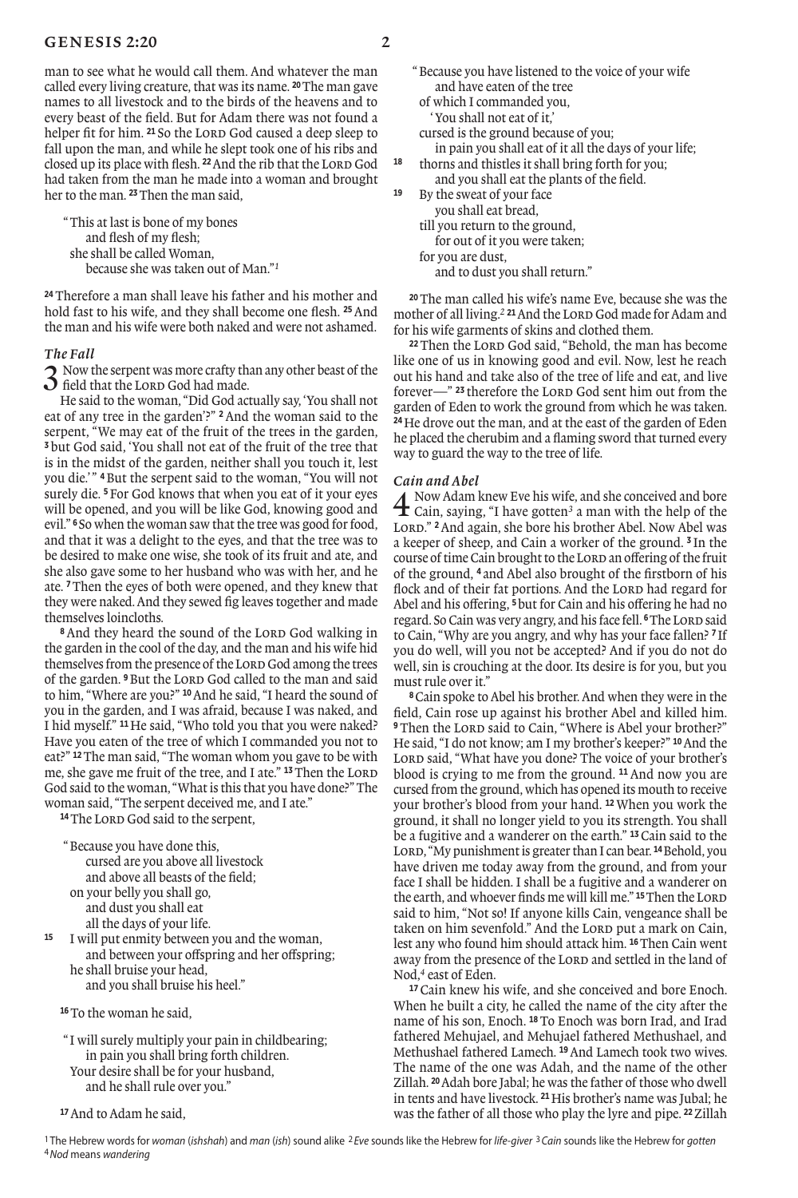man to see what he would call them. And whatever the man called every living creature, that was its name. **20** The man gave names to all livestock and to the birds of the heavens and to every beast of the field. But for Adam there was not found a helper fit for him. **21** So the LORD God caused a deep sleep to fall upon the man, and while he slept took one of his ribs and closed up its place with flesh. **22** And the rib that the LORD God had taken from the man he made into a woman and brought her to the man. **23** Then the man said,

> "This at last is bone of my bones
> and flesh of my flesh;
> she shall be called Woman,
> because she was taken out of Man."[1]

**24** Therefore a man shall leave his father and his mother and hold fast to his wife, and they shall become one flesh. **25** And the man and his wife were both naked and were not ashamed.

### *The Fall*

**3** Now the serpent was more crafty than any other beast of the field that the LORD God had made.

He said to the woman, "Did God actually say, 'You shall not eat of any tree in the garden'?" **2** And the woman said to the serpent, "We may eat of the fruit of the trees in the garden, **3** but God said, 'You shall not eat of the fruit of the tree that is in the midst of the garden, neither shall you touch it, lest you die.'" **4** But the serpent said to the woman, "You will not surely die. **5** For God knows that when you eat of it your eyes will be opened, and you will be like God, knowing good and evil." **6** So when the woman saw that the tree was good for food, and that it was a delight to the eyes, and that the tree was to be desired to make one wise, she took of its fruit and ate, and she also gave some to her husband who was with her, and he ate. **7** Then the eyes of both were opened, and they knew that they were naked. And they sewed fig leaves together and made themselves loincloths.

**8** And they heard the sound of the LORD God walking in the garden in the cool of the day, and the man and his wife hid themselves from the presence of the LORD God among the trees of the garden. **9** But the LORD God called to the man and said to him, "Where are you?" **10** And he said, "I heard the sound of you in the garden, and I was afraid, because I was naked, and I hid myself." **11** He said, "Who told you that you were naked? Have you eaten of the tree of which I commanded you not to eat?" **12** The man said, "The woman whom you gave to be with me, she gave me fruit of the tree, and I ate." **13** Then the LORD God said to the woman, "What is this that you have done?" The woman said, "The serpent deceived me, and I ate."

**14** The LORD God said to the serpent,

> "Because you have done this,
> cursed are you above all livestock
> and above all beasts of the field;
> on your belly you shall go,
> and dust you shall eat
> all the days of your life.
> **15** I will put enmity between you and the woman,
> and between your offspring and her offspring;
> he shall bruise your head,
> and you shall bruise his heel."

**16** To the woman he said,

> "I will surely multiply your pain in childbearing;
> in pain you shall bring forth children.
> Your desire shall be for your husband,
> and he shall rule over you."

**17** And to Adam he said,

> "Because you have listened to the voice of your wife
> and have eaten of the tree
> of which I commanded you,
> 'You shall not eat of it,'
> cursed is the ground because of you;
> in pain you shall eat of it all the days of your life;
> **18** thorns and thistles it shall bring forth for you;
> and you shall eat the plants of the field.
> **19** By the sweat of your face
> you shall eat bread,
> till you return to the ground,
> for out of it you were taken;
> for you are dust,
> and to dust you shall return."

**20** The man called his wife's name Eve, because she was the mother of all living.[2] **21** And the LORD God made for Adam and for his wife garments of skins and clothed them.

**22** Then the LORD God said, "Behold, the man has become like one of us in knowing good and evil. Now, lest he reach out his hand and take also of the tree of life and eat, and live forever—" **23** therefore the LORD God sent him out from the garden of Eden to work the ground from which he was taken. **24** He drove out the man, and at the east of the garden of Eden he placed the cherubim and a flaming sword that turned every way to guard the way to the tree of life.

### *Cain and Abel*

**4** Now Adam knew Eve his wife, and she conceived and bore Cain, saying, "I have gotten[3] a man with the help of the LORD." **2** And again, she bore his brother Abel. Now Abel was a keeper of sheep, and Cain a worker of the ground. **3** In the course of time Cain brought to the LORD an offering of the fruit of the ground, **4** and Abel also brought of the firstborn of his flock and of their fat portions. And the LORD had regard for Abel and his offering, **5** but for Cain and his offering he had no regard. So Cain was very angry, and his face fell. **6** The LORD said to Cain, "Why are you angry, and why has your face fallen? **7** If you do well, will you not be accepted? And if you do not do well, sin is crouching at the door. Its desire is for you, but you must rule over it."

**8** Cain spoke to Abel his brother. And when they were in the field, Cain rose up against his brother Abel and killed him. **9** Then the LORD said to Cain, "Where is Abel your brother?" He said, "I do not know; am I my brother's keeper?" **10** And the LORD said, "What have you done? The voice of your brother's blood is crying to me from the ground. **11** And now you are cursed from the ground, which has opened its mouth to receive your brother's blood from your hand. **12** When you work the ground, it shall no longer yield to you its strength. You shall be a fugitive and a wanderer on the earth." **13** Cain said to the LORD, "My punishment is greater than I can bear. **14** Behold, you have driven me today away from the ground, and from your face I shall be hidden. I shall be a fugitive and a wanderer on the earth, and whoever finds me will kill me." **15** Then the LORD said to him, "Not so! If anyone kills Cain, vengeance shall be taken on him sevenfold." And the LORD put a mark on Cain, lest any who found him should attack him. **16** Then Cain went away from the presence of the LORD and settled in the land of Nod,[4] east of Eden.

**17** Cain knew his wife, and she conceived and bore Enoch. When he built a city, he called the name of the city after the name of his son, Enoch. **18** To Enoch was born Irad, and Irad fathered Mehujael, and Mehujael fathered Methushael, and Methushael fathered Lamech. **19** And Lamech took two wives. The name of the one was Adah, and the name of the other Zillah. **20** Adah bore Jabal; he was the father of those who dwell in tents and have livestock. **21** His brother's name was Jubal; he was the father of all those who play the lyre and pipe. **22** Zillah

---

[1] The Hebrew words for *woman* (*ishshah*) and *man* (*ish*) sound alike [2] *Eve* sounds like the Hebrew for *life-giver* [3] *Cain* sounds like the Hebrew for *gotten* [4] *Nod* means *wandering*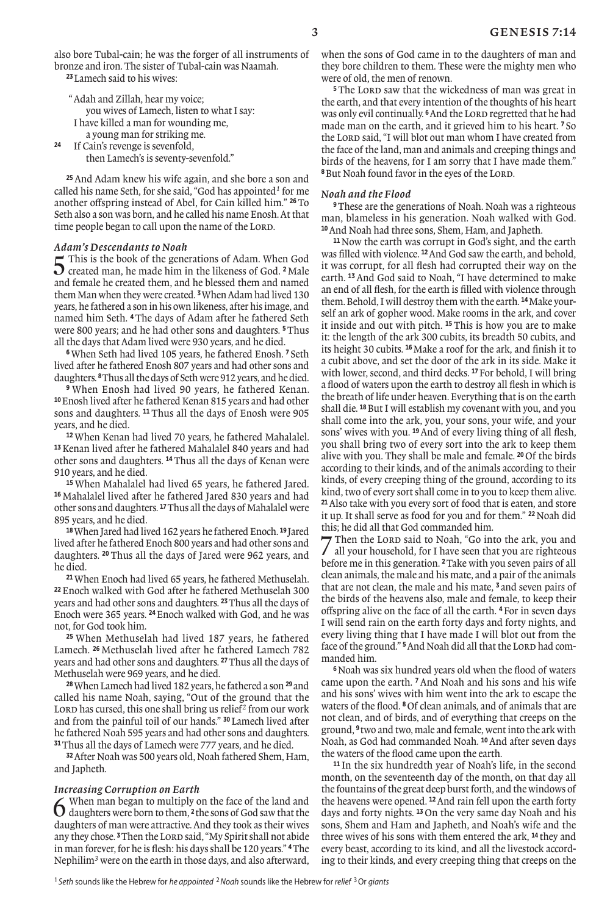also bore Tubal-cain; he was the forger of all instruments of bronze and iron. The sister of Tubal-cain was Naamah.

[23] Lamech said to his wives:

> "Adah and Zillah, hear my voice;
> you wives of Lamech, listen to what I say:
> I have killed a man for wounding me,
> a young man for striking me.
> [24] If Cain's revenge is sevenfold,
> then Lamech's is seventy-sevenfold."

[25] And Adam knew his wife again, and she bore a son and called his name Seth, for she said, "God has appointed[1] for me another offspring instead of Abel, for Cain killed him." [26] To Seth also a son was born, and he called his name Enosh. At that time people began to call upon the name of the LORD.

### Adam's Descendants to Noah

**5** This is the book of the generations of Adam. When God created man, he made him in the likeness of God. [2] Male and female he created them, and he blessed them and named them Man when they were created. [3] When Adam had lived 130 years, he fathered a son in his own likeness, after his image, and named him Seth. [4] The days of Adam after he fathered Seth were 800 years; and he had other sons and daughters. [5] Thus all the days that Adam lived were 930 years, and he died.

[6] When Seth had lived 105 years, he fathered Enosh. [7] Seth lived after he fathered Enosh 807 years and had other sons and daughters. [8] Thus all the days of Seth were 912 years, and he died.

[9] When Enosh had lived 90 years, he fathered Kenan. [10] Enosh lived after he fathered Kenan 815 years and had other sons and daughters. [11] Thus all the days of Enosh were 905 years, and he died.

[12] When Kenan had lived 70 years, he fathered Mahalalel. [13] Kenan lived after he fathered Mahalalel 840 years and had other sons and daughters. [14] Thus all the days of Kenan were 910 years, and he died.

[15] When Mahalalel had lived 65 years, he fathered Jared. [16] Mahalalel lived after he fathered Jared 830 years and had other sons and daughters. [17] Thus all the days of Mahalalel were 895 years, and he died.

[18] When Jared had lived 162 years he fathered Enoch. [19] Jared lived after he fathered Enoch 800 years and had other sons and daughters. [20] Thus all the days of Jared were 962 years, and he died.

[21] When Enoch had lived 65 years, he fathered Methuselah. [22] Enoch walked with God after he fathered Methuselah 300 years and had other sons and daughters. [23] Thus all the days of Enoch were 365 years. [24] Enoch walked with God, and he was not, for God took him.

[25] When Methuselah had lived 187 years, he fathered Lamech. [26] Methuselah lived after he fathered Lamech 782 years and had other sons and daughters. [27] Thus all the days of Methuselah were 969 years, and he died.

[28] When Lamech had lived 182 years, he fathered a son [29] and called his name Noah, saying, "Out of the ground that the LORD has cursed, this one shall bring us relief[2] from our work and from the painful toil of our hands." [30] Lamech lived after he fathered Noah 595 years and had other sons and daughters. [31] Thus all the days of Lamech were 777 years, and he died.

[32] After Noah was 500 years old, Noah fathered Shem, Ham, and Japheth.

### Increasing Corruption on Earth

**6** When man began to multiply on the face of the land and daughters were born to them, [2] the sons of God saw that the daughters of man were attractive. And they took as their wives any they chose. [3] Then the LORD said, "My Spirit shall not abide in man forever, for he is flesh: his days shall be 120 years." [4] The Nephilim[3] were on the earth in those days, and also afterward, when the sons of God came in to the daughters of man and they bore children to them. These were the mighty men who were of old, the men of renown.

[5] The LORD saw that the wickedness of man was great in the earth, and that every intention of the thoughts of his heart was only evil continually. [6] And the LORD regretted that he had made man on the earth, and it grieved him to his heart. [7] So the LORD said, "I will blot out man whom I have created from the face of the land, man and animals and creeping things and birds of the heavens, for I am sorry that I have made them." [8] But Noah found favor in the eyes of the LORD.

### Noah and the Flood

[9] These are the generations of Noah. Noah was a righteous man, blameless in his generation. Noah walked with God. [10] And Noah had three sons, Shem, Ham, and Japheth.

[11] Now the earth was corrupt in God's sight, and the earth was filled with violence. [12] And God saw the earth, and behold, it was corrupt, for all flesh had corrupted their way on the earth. [13] And God said to Noah, "I have determined to make an end of all flesh, for the earth is filled with violence through them. Behold, I will destroy them with the earth. [14] Make yourself an ark of gopher wood. Make rooms in the ark, and cover it inside and out with pitch. [15] This is how you are to make it: the length of the ark 300 cubits, its breadth 50 cubits, and its height 30 cubits. [16] Make a roof for the ark, and finish it to a cubit above, and set the door of the ark in its side. Make it with lower, second, and third decks. [17] For behold, I will bring a flood of waters upon the earth to destroy all flesh in which is the breath of life under heaven. Everything that is on the earth shall die. [18] But I will establish my covenant with you, and you shall come into the ark, you, your sons, your wife, and your sons' wives with you. [19] And of every living thing of all flesh, you shall bring two of every sort into the ark to keep them alive with you. They shall be male and female. [20] Of the birds according to their kinds, and of the animals according to their kinds, of every creeping thing of the ground, according to its kind, two of every sort shall come in to you to keep them alive. [21] Also take with you every sort of food that is eaten, and store it up. It shall serve as food for you and for them." [22] Noah did this; he did all that God commanded him.

**7** Then the LORD said to Noah, "Go into the ark, you and all your household, for I have seen that you are righteous before me in this generation. [2] Take with you seven pairs of all clean animals, the male and his mate, and a pair of the animals that are not clean, the male and his mate, [3] and seven pairs of the birds of the heavens also, male and female, to keep their offspring alive on the face of all the earth. [4] For in seven days I will send rain on the earth forty days and forty nights, and every living thing that I have made I will blot out from the face of the ground." [5] And Noah did all that the LORD had commanded him.

[6] Noah was six hundred years old when the flood of waters came upon the earth. [7] And Noah and his sons and his wife and his sons' wives with him went into the ark to escape the waters of the flood. [8] Of clean animals, and of animals that are not clean, and of birds, and of everything that creeps on the ground, [9] two and two, male and female, went into the ark with Noah, as God had commanded Noah. [10] And after seven days the waters of the flood came upon the earth.

[11] In the six hundredth year of Noah's life, in the second month, on the seventeenth day of the month, on that day all the fountains of the great deep burst forth, and the windows of the heavens were opened. [12] And rain fell upon the earth forty days and forty nights. [13] On the very same day Noah and his sons, Shem and Ham and Japheth, and Noah's wife and the three wives of his sons with them entered the ark, [14] they and every beast, according to its kind, and all the livestock according to their kinds, and every creeping thing that creeps on the

[1] *Seth* sounds like the Hebrew for *he appointed* [2] *Noah* sounds like the Hebrew for *relief* [3] Or *giants*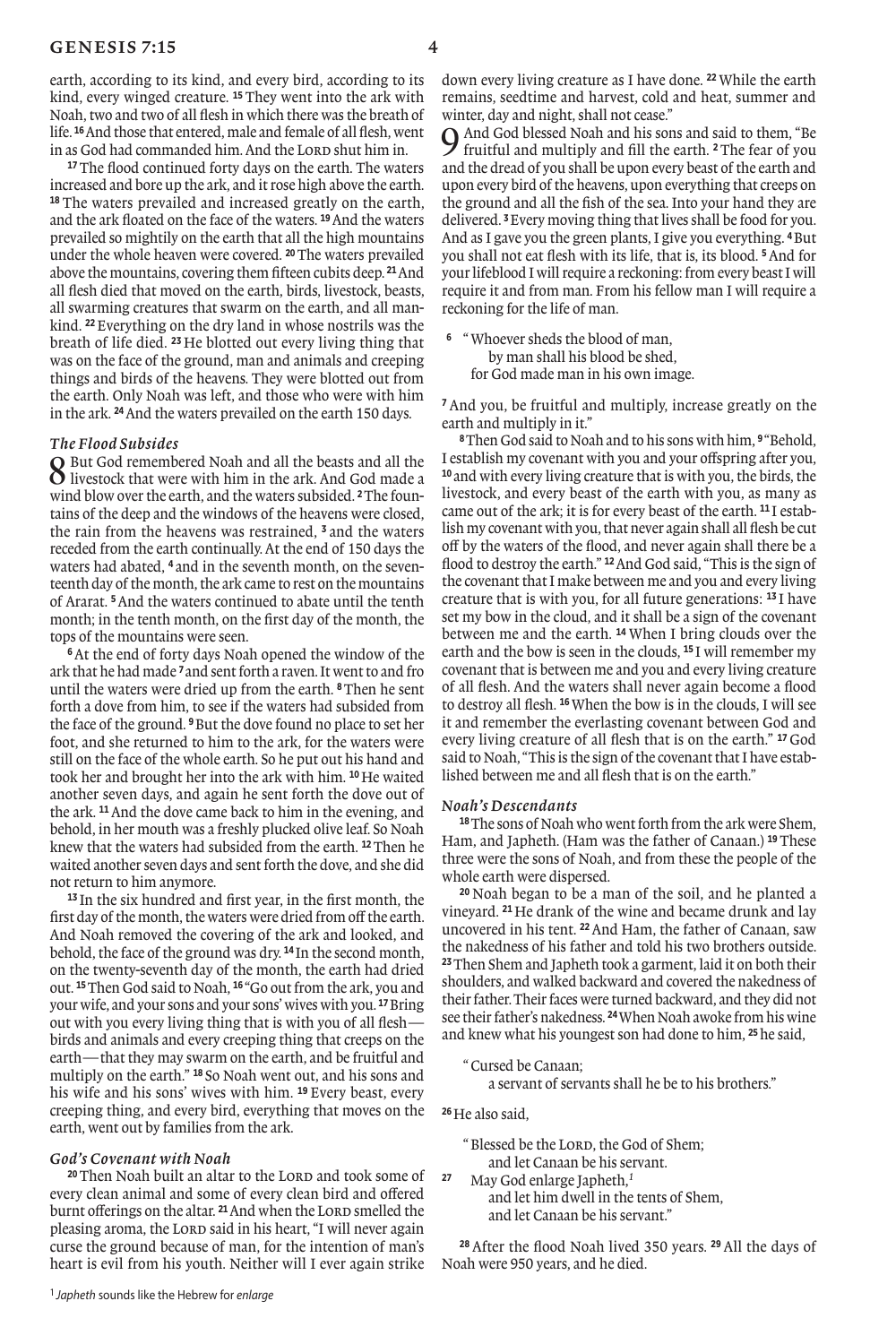earth, according to its kind, and every bird, according to its kind, every winged creature. [15] They went into the ark with Noah, two and two of all flesh in which there was the breath of life. [16] And those that entered, male and female of all flesh, went in as God had commanded him. And the LORD shut him in.

[17] The flood continued forty days on the earth. The waters increased and bore up the ark, and it rose high above the earth. [18] The waters prevailed and increased greatly on the earth, and the ark floated on the face of the waters. [19] And the waters prevailed so mightily on the earth that all the high mountains under the whole heaven were covered. [20] The waters prevailed above the mountains, covering them fifteen cubits deep. [21] And all flesh died that moved on the earth, birds, livestock, beasts, all swarming creatures that swarm on the earth, and all mankind. [22] Everything on the dry land in whose nostrils was the breath of life died. [23] He blotted out every living thing that was on the face of the ground, man and animals and creeping things and birds of the heavens. They were blotted out from the earth. Only Noah was left, and those who were with him in the ark. [24] And the waters prevailed on the earth 150 days.

### *The Flood Subsides*

8 But God remembered Noah and all the beasts and all the livestock that were with him in the ark. And God made a wind blow over the earth, and the waters subsided. [2] The fountains of the deep and the windows of the heavens were closed, the rain from the heavens was restrained, [3] and the waters receded from the earth continually. At the end of 150 days the waters had abated, [4] and in the seventh month, on the seventeenth day of the month, the ark came to rest on the mountains of Ararat. [5] And the waters continued to abate until the tenth month; in the tenth month, on the first day of the month, the tops of the mountains were seen.

[6] At the end of forty days Noah opened the window of the ark that he had made [7] and sent forth a raven. It went to and fro until the waters were dried up from the earth. [8] Then he sent forth a dove from him, to see if the waters had subsided from the face of the ground. [9] But the dove found no place to set her foot, and she returned to him to the ark, for the waters were still on the face of the whole earth. So he put out his hand and took her and brought her into the ark with him. [10] He waited another seven days, and again he sent forth the dove out of the ark. [11] And the dove came back to him in the evening, and behold, in her mouth was a freshly plucked olive leaf. So Noah knew that the waters had subsided from the earth. [12] Then he waited another seven days and sent forth the dove, and she did not return to him anymore.

[13] In the six hundred and first year, in the first month, the first day of the month, the waters were dried from off the earth. And Noah removed the covering of the ark and looked, and behold, the face of the ground was dry. [14] In the second month, on the twenty-seventh day of the month, the earth had dried out. [15] Then God said to Noah, [16] "Go out from the ark, you and your wife, and your sons and your sons' wives with you. [17] Bring out with you every living thing that is with you of all flesh—birds and animals and every creeping thing that creeps on the earth—that they may swarm on the earth, and be fruitful and multiply on the earth." [18] So Noah went out, and his sons and his wife and his sons' wives with him. [19] Every beast, every creeping thing, and every bird, everything that moves on the earth, went out by families from the ark.

### *God's Covenant with Noah*

[20] Then Noah built an altar to the LORD and took some of every clean animal and some of every clean bird and offered burnt offerings on the altar. [21] And when the LORD smelled the pleasing aroma, the LORD said in his heart, "I will never again curse the ground because of man, for the intention of man's heart is evil from his youth. Neither will I ever again strike down every living creature as I have done. [22] While the earth remains, seedtime and harvest, cold and heat, summer and winter, day and night, shall not cease."

9 And God blessed Noah and his sons and said to them, "Be fruitful and multiply and fill the earth. [2] The fear of you and the dread of you shall be upon every beast of the earth and upon every bird of the heavens, upon everything that creeps on the ground and all the fish of the sea. Into your hand they are delivered. [3] Every moving thing that lives shall be food for you. And as I gave you the green plants, I give you everything. [4] But you shall not eat flesh with its life, that is, its blood. [5] And for your lifeblood I will require a reckoning: from every beast I will require it and from man. From his fellow man I will require a reckoning for the life of man.

[6] "Whoever sheds the blood of man,
by man shall his blood be shed,
for God made man in his own image.

[7] And you, be fruitful and multiply, increase greatly on the earth and multiply in it."

[8] Then God said to Noah and to his sons with him, [9] "Behold, I establish my covenant with you and your offspring after you, [10] and with every living creature that is with you, the birds, the livestock, and every beast of the earth with you, as many as came out of the ark; it is for every beast of the earth. [11] I establish my covenant with you, that never again shall all flesh be cut off by the waters of the flood, and never again shall there be a flood to destroy the earth." [12] And God said, "This is the sign of the covenant that I make between me and you and every living creature that is with you, for all future generations: [13] I have set my bow in the cloud, and it shall be a sign of the covenant between me and the earth. [14] When I bring clouds over the earth and the bow is seen in the clouds, [15] I will remember my covenant that is between me and you and every living creature of all flesh. And the waters shall never again become a flood to destroy all flesh. [16] When the bow is in the clouds, I will see it and remember the everlasting covenant between God and every living creature of all flesh that is on the earth." [17] God said to Noah, "This is the sign of the covenant that I have established between me and all flesh that is on the earth."

### *Noah's Descendants*

[18] The sons of Noah who went forth from the ark were Shem, Ham, and Japheth. (Ham was the father of Canaan.) [19] These three were the sons of Noah, and from these the people of the whole earth were dispersed.

[20] Noah began to be a man of the soil, and he planted a vineyard. [21] He drank of the wine and became drunk and lay uncovered in his tent. [22] And Ham, the father of Canaan, saw the nakedness of his father and told his two brothers outside. [23] Then Shem and Japheth took a garment, laid it on both their shoulders, and walked backward and covered the nakedness of their father. Their faces were turned backward, and they did not see their father's nakedness. [24] When Noah awoke from his wine and knew what his youngest son had done to him, [25] he said,

"Cursed be Canaan;
a servant of servants shall he be to his brothers."

[26] He also said,

"Blessed be the LORD, the God of Shem;
and let Canaan be his servant.
[27] May God enlarge Japheth,[1]
and let him dwell in the tents of Shem,
and let Canaan be his servant."

[28] After the flood Noah lived 350 years. [29] All the days of Noah were 950 years, and he died.

[1] *Japheth* sounds like the Hebrew for *enlarge*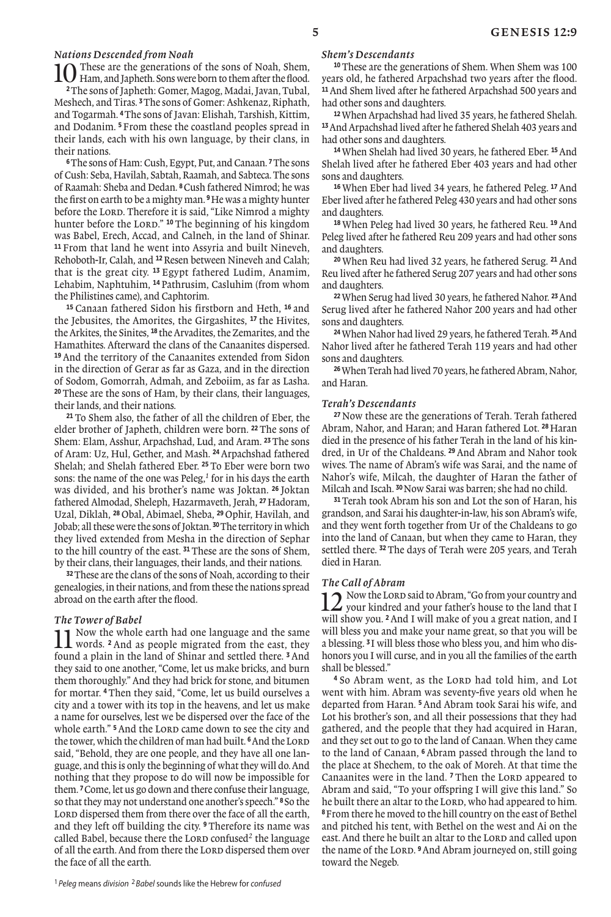### *Nations Descended from Noah*

10 These are the generations of the sons of Noah, Shem, Ham, and Japheth. Sons were born to them after the flood. **2** The sons of Japheth: Gomer, Magog, Madai, Javan, Tubal, Meshech, and Tiras. **3** The sons of Gomer: Ashkenaz, Riphath, and Togarmah. **4** The sons of Javan: Elishah, Tarshish, Kittim, and Dodanim. **5** From these the coastland peoples spread in their lands, each with his own language, by their clans, in their nations.

**6** The sons of Ham: Cush, Egypt, Put, and Canaan. **7** The sons of Cush: Seba, Havilah, Sabtah, Raamah, and Sabteca. The sons of Raamah: Sheba and Dedan. **8** Cush fathered Nimrod; he was the first on earth to be a mighty man. **9** He was a mighty hunter before the LORD. Therefore it is said, "Like Nimrod a mighty hunter before the LORD." **10** The beginning of his kingdom was Babel, Erech, Accad, and Calneh, in the land of Shinar. **11** From that land he went into Assyria and built Nineveh, Rehoboth-Ir, Calah, and **12** Resen between Nineveh and Calah; that is the great city. **13** Egypt fathered Ludim, Anamim, Lehabim, Naphtuhim, **14** Pathrusim, Casluhim (from whom the Philistines came), and Caphtorim.

**15** Canaan fathered Sidon his firstborn and Heth, **16** and the Jebusites, the Amorites, the Girgashites, **17** the Hivites, the Arkites, the Sinites, **18** the Arvadites, the Zemarites, and the Hamathites. Afterward the clans of the Canaanites dispersed. **19** And the territory of the Canaanites extended from Sidon in the direction of Gerar as far as Gaza, and in the direction of Sodom, Gomorrah, Admah, and Zeboiim, as far as Lasha. **20** These are the sons of Ham, by their clans, their languages, their lands, and their nations.

**21** To Shem also, the father of all the children of Eber, the elder brother of Japheth, children were born. **22** The sons of Shem: Elam, Asshur, Arpachshad, Lud, and Aram. **23** The sons of Aram: Uz, Hul, Gether, and Mash. **24** Arpachshad fathered Shelah; and Shelah fathered Eber. **25** To Eber were born two sons: the name of the one was Peleg,[1] for in his days the earth was divided, and his brother's name was Joktan. **26** Joktan fathered Almodad, Sheleph, Hazarmaveth, Jerah, **27** Hadoram, Uzal, Diklah, **28** Obal, Abimael, Sheba, **29** Ophir, Havilah, and Jobab; all these were the sons of Joktan. **30** The territory in which they lived extended from Mesha in the direction of Sephar to the hill country of the east. **31** These are the sons of Shem, by their clans, their languages, their lands, and their nations.

**32** These are the clans of the sons of Noah, according to their genealogies, in their nations, and from these the nations spread abroad on the earth after the flood.

### *The Tower of Babel*

11 Now the whole earth had one language and the same words. **2** And as people migrated from the east, they found a plain in the land of Shinar and settled there. **3** And they said to one another, "Come, let us make bricks, and burn them thoroughly." And they had brick for stone, and bitumen for mortar. **4** Then they said, "Come, let us build ourselves a city and a tower with its top in the heavens, and let us make a name for ourselves, lest we be dispersed over the face of the whole earth." **5** And the LORD came down to see the city and the tower, which the children of man had built. **6** And the LORD said, "Behold, they are one people, and they have all one language, and this is only the beginning of what they will do. And nothing that they propose to do will now be impossible for them. **7** Come, let us go down and there confuse their language, so that they may not understand one another's speech." **8** So the LORD dispersed them from there over the face of all the earth, and they left off building the city. **9** Therefore its name was called Babel, because there the LORD confused[2] the language of all the earth. And from there the LORD dispersed them over the face of all the earth.

### *Shem's Descendants*

**10** These are the generations of Shem. When Shem was 100 years old, he fathered Arpachshad two years after the flood. **11** And Shem lived after he fathered Arpachshad 500 years and had other sons and daughters.

**12** When Arpachshad had lived 35 years, he fathered Shelah. **13** And Arpachshad lived after he fathered Shelah 403 years and had other sons and daughters.

**14** When Shelah had lived 30 years, he fathered Eber. **15** And Shelah lived after he fathered Eber 403 years and had other sons and daughters.

**16** When Eber had lived 34 years, he fathered Peleg. **17** And Eber lived after he fathered Peleg 430 years and had other sons and daughters.

**18** When Peleg had lived 30 years, he fathered Reu. **19** And Peleg lived after he fathered Reu 209 years and had other sons and daughters.

**20** When Reu had lived 32 years, he fathered Serug. **21** And Reu lived after he fathered Serug 207 years and had other sons and daughters.

**22** When Serug had lived 30 years, he fathered Nahor. **23** And Serug lived after he fathered Nahor 200 years and had other sons and daughters.

**24** When Nahor had lived 29 years, he fathered Terah. **25** And Nahor lived after he fathered Terah 119 years and had other sons and daughters.

**26** When Terah had lived 70 years, he fathered Abram, Nahor, and Haran.

### *Terah's Descendants*

**27** Now these are the generations of Terah. Terah fathered Abram, Nahor, and Haran; and Haran fathered Lot. **28** Haran died in the presence of his father Terah in the land of his kindred, in Ur of the Chaldeans. **29** And Abram and Nahor took wives. The name of Abram's wife was Sarai, and the name of Nahor's wife, Milcah, the daughter of Haran the father of Milcah and Iscah. **30** Now Sarai was barren; she had no child.

**31** Terah took Abram his son and Lot the son of Haran, his grandson, and Sarai his daughter-in-law, his son Abram's wife, and they went forth together from Ur of the Chaldeans to go into the land of Canaan, but when they came to Haran, they settled there. **32** The days of Terah were 205 years, and Terah died in Haran.

### *The Call of Abram*

12 Now the LORD said to Abram, "Go from your country and your kindred and your father's house to the land that I will show you. **2** And I will make of you a great nation, and I will bless you and make your name great, so that you will be a blessing. **3** I will bless those who bless you, and him who dishonors you I will curse, and in you all the families of the earth shall be blessed."

**4** So Abram went, as the LORD had told him, and Lot went with him. Abram was seventy-five years old when he departed from Haran. **5** And Abram took Sarai his wife, and Lot his brother's son, and all their possessions that they had gathered, and the people that they had acquired in Haran, and they set out to go to the land of Canaan. When they came to the land of Canaan, **6** Abram passed through the land to the place at Shechem, to the oak of Moreh. At that time the Canaanites were in the land. **7** Then the LORD appeared to Abram and said, "To your offspring I will give this land." So he built there an altar to the LORD, who had appeared to him. **8** From there he moved to the hill country on the east of Bethel and pitched his tent, with Bethel on the west and Ai on the east. And there he built an altar to the LORD and called upon the name of the LORD. **9** And Abram journeyed on, still going toward the Negeb.

---

[1] *Peleg* means *division* [2] *Babel* sounds like the Hebrew for *confused*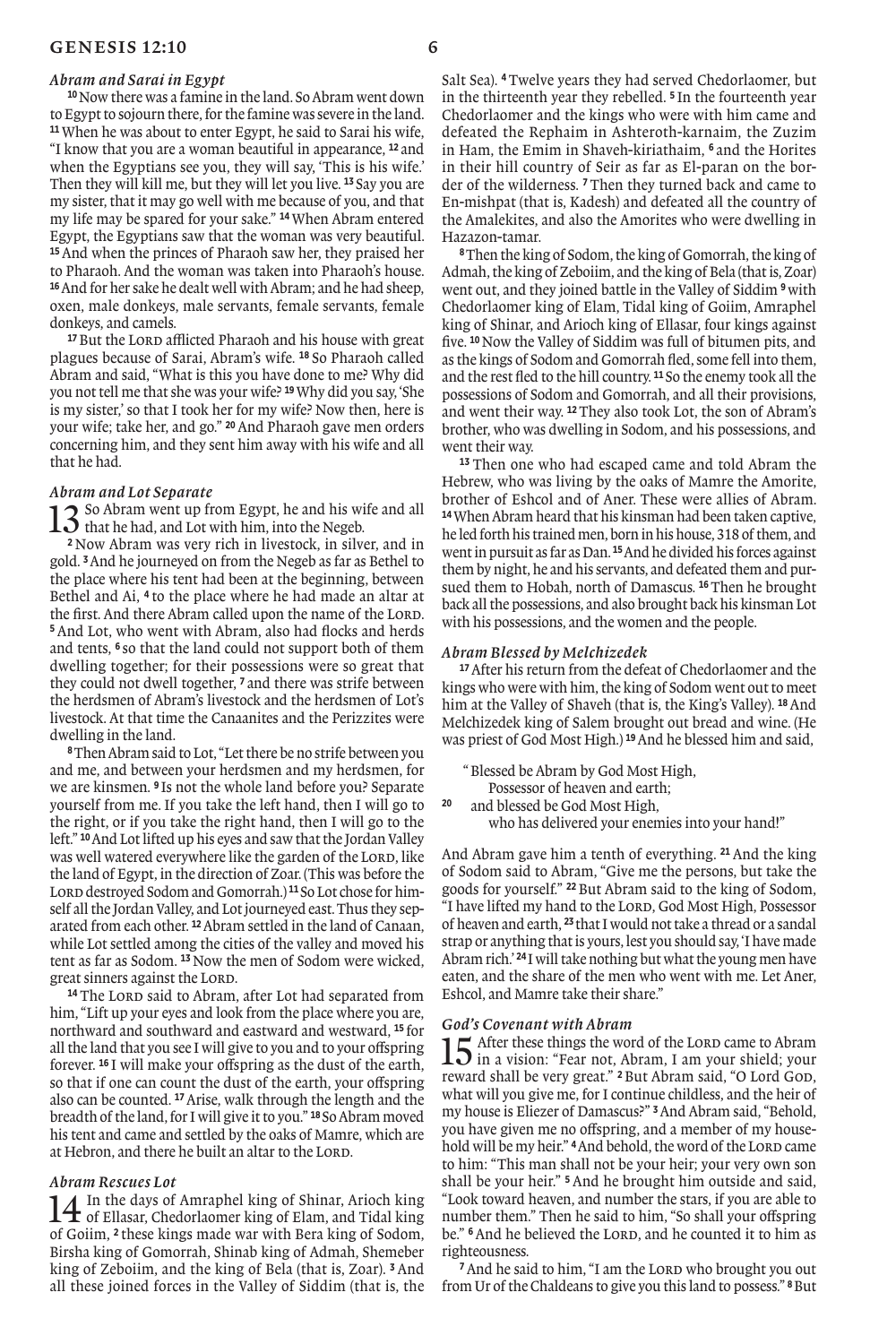### *Abram and Sarai in Egypt*

**10** Now there was a famine in the land. So Abram went down to Egypt to sojourn there, for the famine was severe in the land. **11** When he was about to enter Egypt, he said to Sarai his wife, "I know that you are a woman beautiful in appearance, **12** and when the Egyptians see you, they will say, 'This is his wife.' Then they will kill me, but they will let you live. **13** Say you are my sister, that it may go well with me because of you, and that my life may be spared for your sake." **14** When Abram entered Egypt, the Egyptians saw that the woman was very beautiful. **15** And when the princes of Pharaoh saw her, they praised her to Pharaoh. And the woman was taken into Pharaoh's house. **16** And for her sake he dealt well with Abram; and he had sheep, oxen, male donkeys, male servants, female servants, female donkeys, and camels.

**17** But the LORD afflicted Pharaoh and his house with great plagues because of Sarai, Abram's wife. **18** So Pharaoh called Abram and said, "What is this you have done to me? Why did you not tell me that she was your wife? **19** Why did you say, 'She is my sister,' so that I took her for my wife? Now then, here is your wife; take her, and go." **20** And Pharaoh gave men orders concerning him, and they sent him away with his wife and all that he had.

### *Abram and Lot Separate*

**13** So Abram went up from Egypt, he and his wife and all that he had, and Lot with him, into the Negeb.

**2** Now Abram was very rich in livestock, in silver, and in gold. **3** And he journeyed on from the Negeb as far as Bethel to the place where his tent had been at the beginning, between Bethel and Ai, **4** to the place where he had made an altar at the first. And there Abram called upon the name of the LORD. **5** And Lot, who went with Abram, also had flocks and herds and tents, **6** so that the land could not support both of them dwelling together; for their possessions were so great that they could not dwell together, **7** and there was strife between the herdsmen of Abram's livestock and the herdsmen of Lot's livestock. At that time the Canaanites and the Perizzites were dwelling in the land.

**8** Then Abram said to Lot, "Let there be no strife between you and me, and between your herdsmen and my herdsmen, for we are kinsmen. **9** Is not the whole land before you? Separate yourself from me. If you take the left hand, then I will go to the right, or if you take the right hand, then I will go to the left." **10** And Lot lifted up his eyes and saw that the Jordan Valley was well watered everywhere like the garden of the LORD, like the land of Egypt, in the direction of Zoar. (This was before the LORD destroyed Sodom and Gomorrah.) **11** So Lot chose for himself all the Jordan Valley, and Lot journeyed east. Thus they separated from each other. **12** Abram settled in the land of Canaan, while Lot settled among the cities of the valley and moved his tent as far as Sodom. **13** Now the men of Sodom were wicked, great sinners against the LORD.

**14** The LORD said to Abram, after Lot had separated from him, "Lift up your eyes and look from the place where you are, northward and southward and eastward and westward, **15** for all the land that you see I will give to you and to your offspring forever. **16** I will make your offspring as the dust of the earth, so that if one can count the dust of the earth, your offspring also can be counted. **17** Arise, walk through the length and the breadth of the land, for I will give it to you." **18** So Abram moved his tent and came and settled by the oaks of Mamre, which are at Hebron, and there he built an altar to the LORD.

### *Abram Rescues Lot*

**14** In the days of Amraphel king of Shinar, Arioch king of Ellasar, Chedorlaomer king of Elam, and Tidal king of Goiim, **2** these kings made war with Bera king of Sodom, Birsha king of Gomorrah, Shinab king of Admah, Shemeber king of Zeboiim, and the king of Bela (that is, Zoar). **3** And all these joined forces in the Valley of Siddim (that is, the Salt Sea). **4** Twelve years they had served Chedorlaomer, but in the thirteenth year they rebelled. **5** In the fourteenth year Chedorlaomer and the kings who were with him came and defeated the Rephaim in Ashteroth-karnaim, the Zuzim in Ham, the Emim in Shaveh-kiriathaim, **6** and the Horites in their hill country of Seir as far as El-paran on the border of the wilderness. **7** Then they turned back and came to En-mishpat (that is, Kadesh) and defeated all the country of the Amalekites, and also the Amorites who were dwelling in Hazazon-tamar.

**8** Then the king of Sodom, the king of Gomorrah, the king of Admah, the king of Zeboiim, and the king of Bela (that is, Zoar) went out, and they joined battle in the Valley of Siddim **9** with Chedorlaomer king of Elam, Tidal king of Goiim, Amraphel king of Shinar, and Arioch king of Ellasar, four kings against five. **10** Now the Valley of Siddim was full of bitumen pits, and as the kings of Sodom and Gomorrah fled, some fell into them, and the rest fled to the hill country. **11** So the enemy took all the possessions of Sodom and Gomorrah, and all their provisions, and went their way. **12** They also took Lot, the son of Abram's brother, who was dwelling in Sodom, and his possessions, and went their way.

**13** Then one who had escaped came and told Abram the Hebrew, who was living by the oaks of Mamre the Amorite, brother of Eshcol and of Aner. These were allies of Abram. **14** When Abram heard that his kinsman had been taken captive, he led forth his trained men, born in his house, 318 of them, and went in pursuit as far as Dan. **15** And he divided his forces against them by night, he and his servants, and defeated them and pursued them to Hobah, north of Damascus. **16** Then he brought back all the possessions, and also brought back his kinsman Lot with his possessions, and the women and the people.

### *Abram Blessed by Melchizedek*

**17** After his return from the defeat of Chedorlaomer and the kings who were with him, the king of Sodom went out to meet him at the Valley of Shaveh (that is, the King's Valley). **18** And Melchizedek king of Salem brought out bread and wine. (He was priest of God Most High.) **19** And he blessed him and said,

> "Blessed be Abram by God Most High,
> Possessor of heaven and earth;
> **20** and blessed be God Most High,
> who has delivered your enemies into your hand!"

And Abram gave him a tenth of everything. **21** And the king of Sodom said to Abram, "Give me the persons, but take the goods for yourself." **22** But Abram said to the king of Sodom, "I have lifted my hand to the LORD, God Most High, Possessor of heaven and earth, **23** that I would not take a thread or a sandal strap or anything that is yours, lest you should say, 'I have made Abram rich.' **24** I will take nothing but what the young men have eaten, and the share of the men who went with me. Let Aner, Eshcol, and Mamre take their share."

### *God's Covenant with Abram*

**15** After these things the word of the LORD came to Abram in a vision: "Fear not, Abram, I am your shield; your reward shall be very great." **2** But Abram said, "O Lord GOD, what will you give me, for I continue childless, and the heir of my house is Eliezer of Damascus?" **3** And Abram said, "Behold, you have given me no offspring, and a member of my household will be my heir." **4** And behold, the word of the LORD came to him: "This man shall not be your heir; your very own son shall be your heir." **5** And he brought him outside and said, "Look toward heaven, and number the stars, if you are able to number them." Then he said to him, "So shall your offspring be." **6** And he believed the LORD, and he counted it to him as righteousness.

**7** And he said to him, "I am the LORD who brought you out from Ur of the Chaldeans to give you this land to possess." **8** But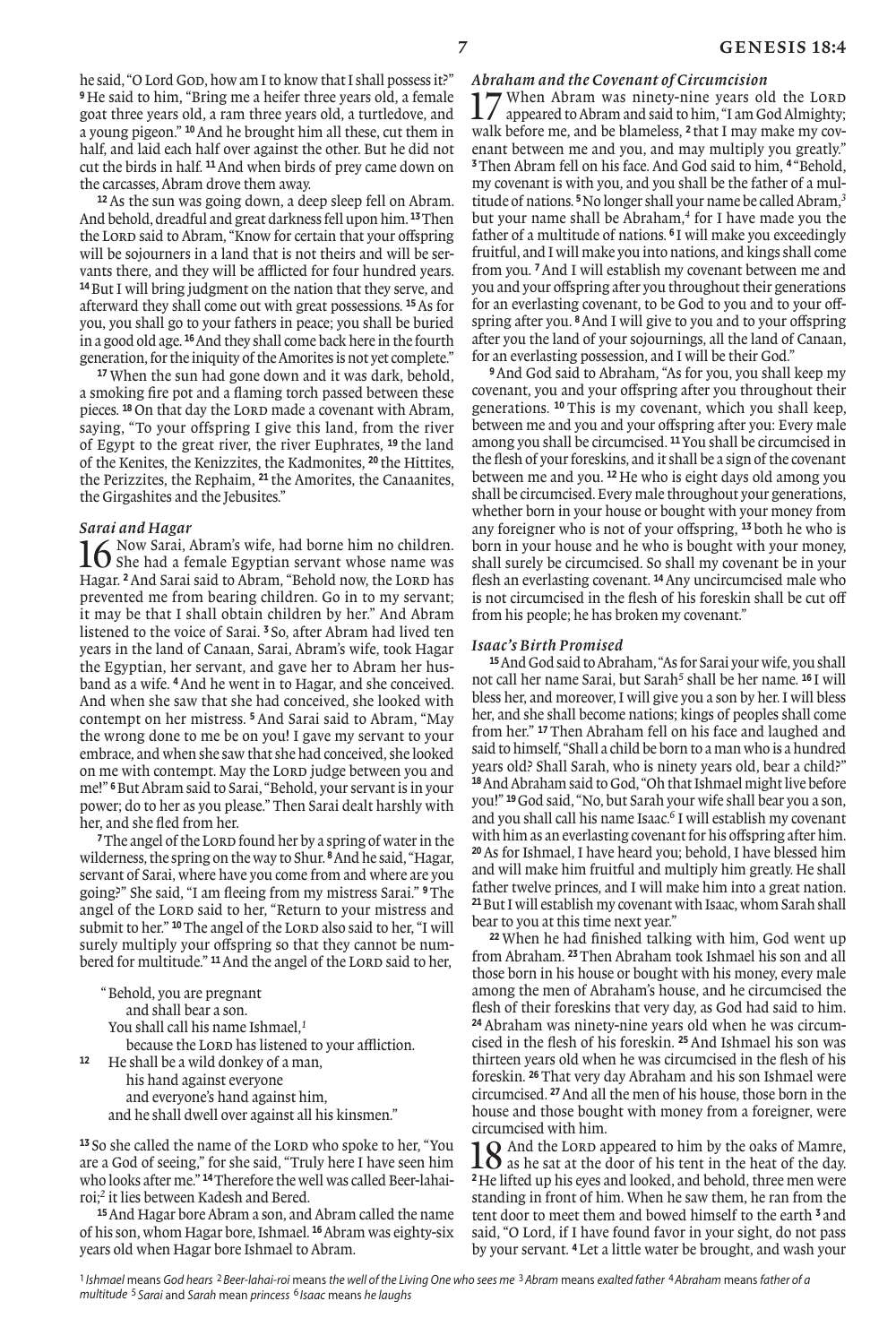he said, "O Lord God, how am I to know that I shall possess it?" **9** He said to him, "Bring me a heifer three years old, a female goat three years old, a ram three years old, a turtledove, and a young pigeon." **10** And he brought him all these, cut them in half, and laid each half over against the other. But he did not cut the birds in half. **11** And when birds of prey came down on the carcasses, Abram drove them away.

**12** As the sun was going down, a deep sleep fell on Abram. And behold, dreadful and great darkness fell upon him. **13** Then the Lord said to Abram, "Know for certain that your offspring will be sojourners in a land that is not theirs and will be servants there, and they will be afflicted for four hundred years. **14** But I will bring judgment on the nation that they serve, and afterward they shall come out with great possessions. **15** As for you, you shall go to your fathers in peace; you shall be buried in a good old age. **16** And they shall come back here in the fourth generation, for the iniquity of the Amorites is not yet complete."

**17** When the sun had gone down and it was dark, behold, a smoking fire pot and a flaming torch passed between these pieces. **18** On that day the Lord made a covenant with Abram, saying, "To your offspring I give this land, from the river of Egypt to the great river, the river Euphrates, **19** the land of the Kenites, the Kenizzites, the Kadmonites, **20** the Hittites, the Perizzites, the Rephaim, **21** the Amorites, the Canaanites, the Girgashites and the Jebusites."

### *Sarai and Hagar*

**16** Now Sarai, Abram's wife, had borne him no children. She had a female Egyptian servant whose name was Hagar. **2** And Sarai said to Abram, "Behold now, the Lord has prevented me from bearing children. Go in to my servant; it may be that I shall obtain children by her." And Abram listened to the voice of Sarai. **3** So, after Abram had lived ten years in the land of Canaan, Sarai, Abram's wife, took Hagar the Egyptian, her servant, and gave her to Abram her husband as a wife. **4** And he went in to Hagar, and she conceived. And when she saw that she had conceived, she looked with contempt on her mistress. **5** And Sarai said to Abram, "May the wrong done to me be on you! I gave my servant to your embrace, and when she saw that she had conceived, she looked on me with contempt. May the Lord judge between you and me!" **6** But Abram said to Sarai, "Behold, your servant is in your power; do to her as you please." Then Sarai dealt harshly with her, and she fled from her.

**7** The angel of the Lord found her by a spring of water in the wilderness, the spring on the way to Shur. **8** And he said, "Hagar, servant of Sarai, where have you come from and where are you going?" She said, "I am fleeing from my mistress Sarai." **9** The angel of the Lord said to her, "Return to your mistress and submit to her." **10** The angel of the Lord also said to her, "I will surely multiply your offspring so that they cannot be numbered for multitude." **11** And the angel of the Lord said to her,

"Behold, you are pregnant
 and shall bear a son.
 You shall call his name Ishmael,[1]
 because the Lord has listened to your affliction.
**12** He shall be a wild donkey of a man,
 his hand against everyone
 and everyone's hand against him,
 and he shall dwell over against all his kinsmen."

**13** So she called the name of the Lord who spoke to her, "You are a God of seeing," for she said, "Truly here I have seen him who looks after me." **14** Therefore the well was called Beer-lahai-roi;[2] it lies between Kadesh and Bered.

**15** And Hagar bore Abram a son, and Abram called the name of his son, whom Hagar bore, Ishmael. **16** Abram was eighty-six years old when Hagar bore Ishmael to Abram.

### *Abraham and the Covenant of Circumcision*

**17** When Abram was ninety-nine years old the Lord appeared to Abram and said to him, "I am God Almighty; walk before me, and be blameless, **2** that I may make my covenant between me and you, and may multiply you greatly." **3** Then Abram fell on his face. And God said to him, **4** "Behold, my covenant is with you, and you shall be the father of a multitude of nations. **5** No longer shall your name be called Abram,[3] but your name shall be Abraham,[4] for I have made you the father of a multitude of nations. **6** I will make you exceedingly fruitful, and I will make you into nations, and kings shall come from you. **7** And I will establish my covenant between me and you and your offspring after you throughout their generations for an everlasting covenant, to be God to you and to your offspring after you. **8** And I will give to you and to your offspring after you the land of your sojournings, all the land of Canaan, for an everlasting possession, and I will be their God."

**9** And God said to Abraham, "As for you, you shall keep my covenant, you and your offspring after you throughout their generations. **10** This is my covenant, which you shall keep, between me and you and your offspring after you: Every male among you shall be circumcised. **11** You shall be circumcised in the flesh of your foreskins, and it shall be a sign of the covenant between me and you. **12** He who is eight days old among you shall be circumcised. Every male throughout your generations, whether born in your house or bought with your money from any foreigner who is not of your offspring, **13** both he who is born in your house and he who is bought with your money, shall surely be circumcised. So shall my covenant be in your flesh an everlasting covenant. **14** Any uncircumcised male who is not circumcised in the flesh of his foreskin shall be cut off from his people; he has broken my covenant."

### *Isaac's Birth Promised*

**15** And God said to Abraham, "As for Sarai your wife, you shall not call her name Sarai, but Sarah[5] shall be her name. **16** I will bless her, and moreover, I will give you a son by her. I will bless her, and she shall become nations; kings of peoples shall come from her." **17** Then Abraham fell on his face and laughed and said to himself, "Shall a child be born to a man who is a hundred years old? Shall Sarah, who is ninety years old, bear a child?" **18** And Abraham said to God, "Oh that Ishmael might live before you!" **19** God said, "No, but Sarah your wife shall bear you a son, and you shall call his name Isaac.[6] I will establish my covenant with him as an everlasting covenant for his offspring after him. **20** As for Ishmael, I have heard you; behold, I have blessed him and will make him fruitful and multiply him greatly. He shall father twelve princes, and I will make him into a great nation. **21** But I will establish my covenant with Isaac, whom Sarah shall bear to you at this time next year."

**22** When he had finished talking with him, God went up from Abraham. **23** Then Abraham took Ishmael his son and all those born in his house or bought with his money, every male among the men of Abraham's house, and he circumcised the flesh of their foreskins that very day, as God had said to him. **24** Abraham was ninety-nine years old when he was circumcised in the flesh of his foreskin. **25** And Ishmael his son was thirteen years old when he was circumcised in the flesh of his foreskin. **26** That very day Abraham and his son Ishmael were circumcised. **27** And all the men of his house, those born in the house and those bought with money from a foreigner, were circumcised with him.

**18** And the Lord appeared to him by the oaks of Mamre, as he sat at the door of his tent in the heat of the day. **2** He lifted up his eyes and looked, and behold, three men were standing in front of him. When he saw them, he ran from the tent door to meet them and bowed himself to the earth **3** and said, "O Lord, if I have found favor in your sight, do not pass by your servant. **4** Let a little water be brought, and wash your

[1] *Ishmael* means *God hears* [2] *Beer-lahai-roi* means *the well of the Living One who sees me* [3] *Abram* means *exalted father* [4] *Abraham* means *father of a multitude* [5] *Sarai* and *Sarah* mean *princess* [6] *Isaac* means *he laughs*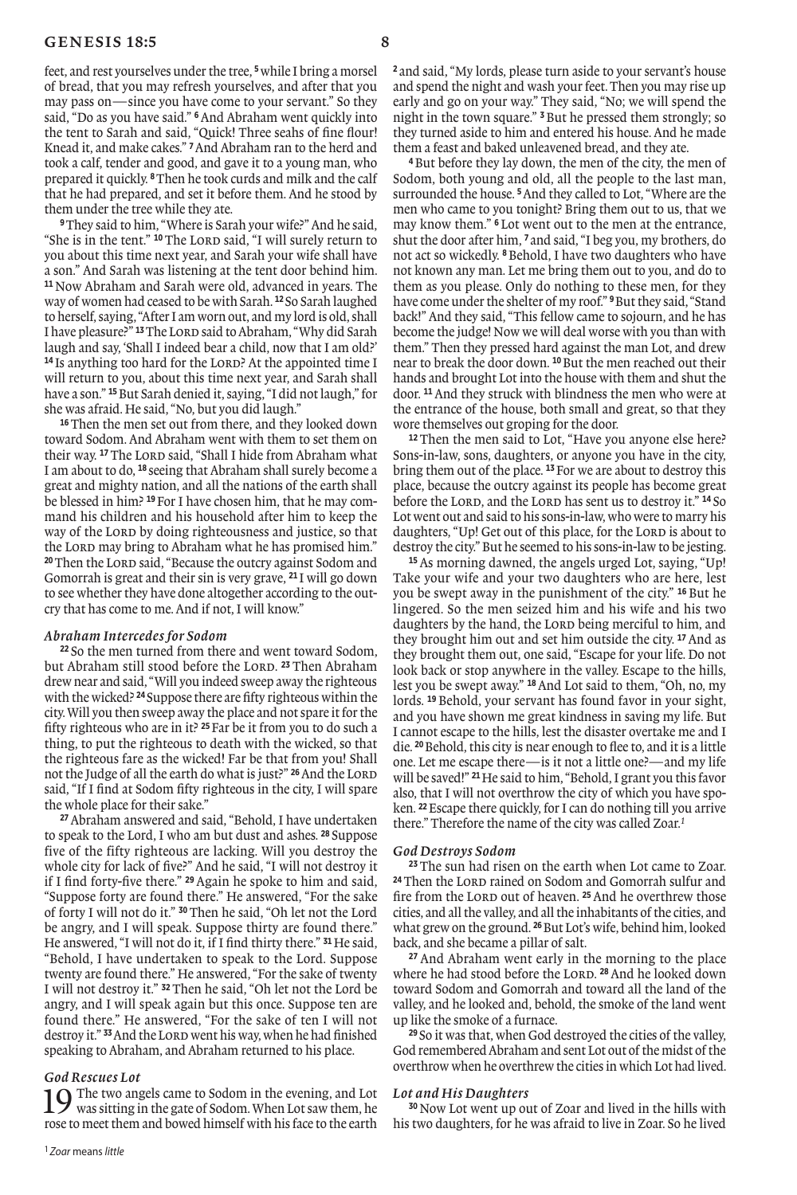feet, and rest yourselves under the tree, [5] while I bring a morsel of bread, that you may refresh yourselves, and after that you may pass on—since you have come to your servant." So they said, "Do as you have said." [6] And Abraham went quickly into the tent to Sarah and said, "Quick! Three seahs of fine flour! Knead it, and make cakes." [7] And Abraham ran to the herd and took a calf, tender and good, and gave it to a young man, who prepared it quickly. [8] Then he took curds and milk and the calf that he had prepared, and set it before them. And he stood by them under the tree while they ate.

[9] They said to him, "Where is Sarah your wife?" And he said, "She is in the tent." [10] The LORD said, "I will surely return to you about this time next year, and Sarah your wife shall have a son." And Sarah was listening at the tent door behind him. [11] Now Abraham and Sarah were old, advanced in years. The way of women had ceased to be with Sarah. [12] So Sarah laughed to herself, saying, "After I am worn out, and my lord is old, shall I have pleasure?" [13] The LORD said to Abraham, "Why did Sarah laugh and say, 'Shall I indeed bear a child, now that I am old?' [14] Is anything too hard for the LORD? At the appointed time I will return to you, about this time next year, and Sarah shall have a son." [15] But Sarah denied it, saying, "I did not laugh," for she was afraid. He said, "No, but you did laugh."

[16] Then the men set out from there, and they looked down toward Sodom. And Abraham went with them to set them on their way. [17] The LORD said, "Shall I hide from Abraham what I am about to do, [18] seeing that Abraham shall surely become a great and mighty nation, and all the nations of the earth shall be blessed in him? [19] For I have chosen him, that he may command his children and his household after him to keep the way of the LORD by doing righteousness and justice, so that the LORD may bring to Abraham what he has promised him." [20] Then the LORD said, "Because the outcry against Sodom and Gomorrah is great and their sin is very grave, [21] I will go down to see whether they have done altogether according to the outcry that has come to me. And if not, I will know."

### *Abraham Intercedes for Sodom*

[22] So the men turned from there and went toward Sodom, but Abraham still stood before the LORD. [23] Then Abraham drew near and said, "Will you indeed sweep away the righteous with the wicked? [24] Suppose there are fifty righteous within the city. Will you then sweep away the place and not spare it for the fifty righteous who are in it? [25] Far be it from you to do such a thing, to put the righteous to death with the wicked, so that the righteous fare as the wicked! Far be that from you! Shall not the Judge of all the earth do what is just?" [26] And the LORD said, "If I find at Sodom fifty righteous in the city, I will spare the whole place for their sake."

[27] Abraham answered and said, "Behold, I have undertaken to speak to the Lord, I who am but dust and ashes. [28] Suppose five of the fifty righteous are lacking. Will you destroy the whole city for lack of five?" And he said, "I will not destroy it if I find forty-five there." [29] Again he spoke to him and said, "Suppose forty are found there." He answered, "For the sake of forty I will not do it." [30] Then he said, "Oh let not the Lord be angry, and I will speak. Suppose thirty are found there." He answered, "I will not do it, if I find thirty there." [31] He said, "Behold, I have undertaken to speak to the Lord. Suppose twenty are found there." He answered, "For the sake of twenty I will not destroy it." [32] Then he said, "Oh let not the Lord be angry, and I will speak again but this once. Suppose ten are found there." He answered, "For the sake of ten I will not destroy it." [33] And the LORD went his way, when he had finished speaking to Abraham, and Abraham returned to his place.

### *God Rescues Lot*

**19** The two angels came to Sodom in the evening, and Lot was sitting in the gate of Sodom. When Lot saw them, he rose to meet them and bowed himself with his face to the earth [2] and said, "My lords, please turn aside to your servant's house and spend the night and wash your feet. Then you may rise up early and go on your way." They said, "No; we will spend the night in the town square." [3] But he pressed them strongly; so they turned aside to him and entered his house. And he made them a feast and baked unleavened bread, and they ate.

[4] But before they lay down, the men of the city, the men of Sodom, both young and old, all the people to the last man, surrounded the house. [5] And they called to Lot, "Where are the men who came to you tonight? Bring them out to us, that we may know them." [6] Lot went out to the men at the entrance, shut the door after him, [7] and said, "I beg you, my brothers, do not act so wickedly. [8] Behold, I have two daughters who have not known any man. Let me bring them out to you, and do to them as you please. Only do nothing to these men, for they have come under the shelter of my roof." [9] But they said, "Stand back!" And they said, "This fellow came to sojourn, and he has become the judge! Now we will deal worse with you than with them." Then they pressed hard against the man Lot, and drew near to break the door down. [10] But the men reached out their hands and brought Lot into the house with them and shut the door. [11] And they struck with blindness the men who were at the entrance of the house, both small and great, so that they wore themselves out groping for the door.

[12] Then the men said to Lot, "Have you anyone else here? Sons-in-law, sons, daughters, or anyone you have in the city, bring them out of the place. [13] For we are about to destroy this place, because the outcry against its people has become great before the LORD, and the LORD has sent us to destroy it." [14] So Lot went out and said to his sons-in-law, who were to marry his daughters, "Up! Get out of this place, for the LORD is about to destroy the city." But he seemed to his sons-in-law to be jesting.

[15] As morning dawned, the angels urged Lot, saying, "Up! Take your wife and your two daughters who are here, lest you be swept away in the punishment of the city." [16] But he lingered. So the men seized him and his wife and his two daughters by the hand, the LORD being merciful to him, and they brought him out and set him outside the city. [17] And as they brought them out, one said, "Escape for your life. Do not look back or stop anywhere in the valley. Escape to the hills, lest you be swept away." [18] And Lot said to them, "Oh, no, my lords. [19] Behold, your servant has found favor in your sight, and you have shown me great kindness in saving my life. But I cannot escape to the hills, lest the disaster overtake me and I die. [20] Behold, this city is near enough to flee to, and it is a little one. Let me escape there—is it not a little one?—and my life will be saved!" [21] He said to him, "Behold, I grant you this favor also, that I will not overthrow the city of which you have spoken. [22] Escape there quickly, for I can do nothing till you arrive there." Therefore the name of the city was called Zoar.[1]

### *God Destroys Sodom*

[23] The sun had risen on the earth when Lot came to Zoar. [24] Then the LORD rained on Sodom and Gomorrah sulfur and fire from the LORD out of heaven. [25] And he overthrew those cities, and all the valley, and all the inhabitants of the cities, and what grew on the ground. [26] But Lot's wife, behind him, looked back, and she became a pillar of salt.

[27] And Abraham went early in the morning to the place where he had stood before the LORD. [28] And he looked down toward Sodom and Gomorrah and toward all the land of the valley, and he looked and, behold, the smoke of the land went up like the smoke of a furnace.

[29] So it was that, when God destroyed the cities of the valley, God remembered Abraham and sent Lot out of the midst of the overthrow when he overthrew the cities in which Lot had lived.

### *Lot and His Daughters*

[30] Now Lot went up out of Zoar and lived in the hills with his two daughters, for he was afraid to live in Zoar. So he lived

[1] *Zoar* means *little*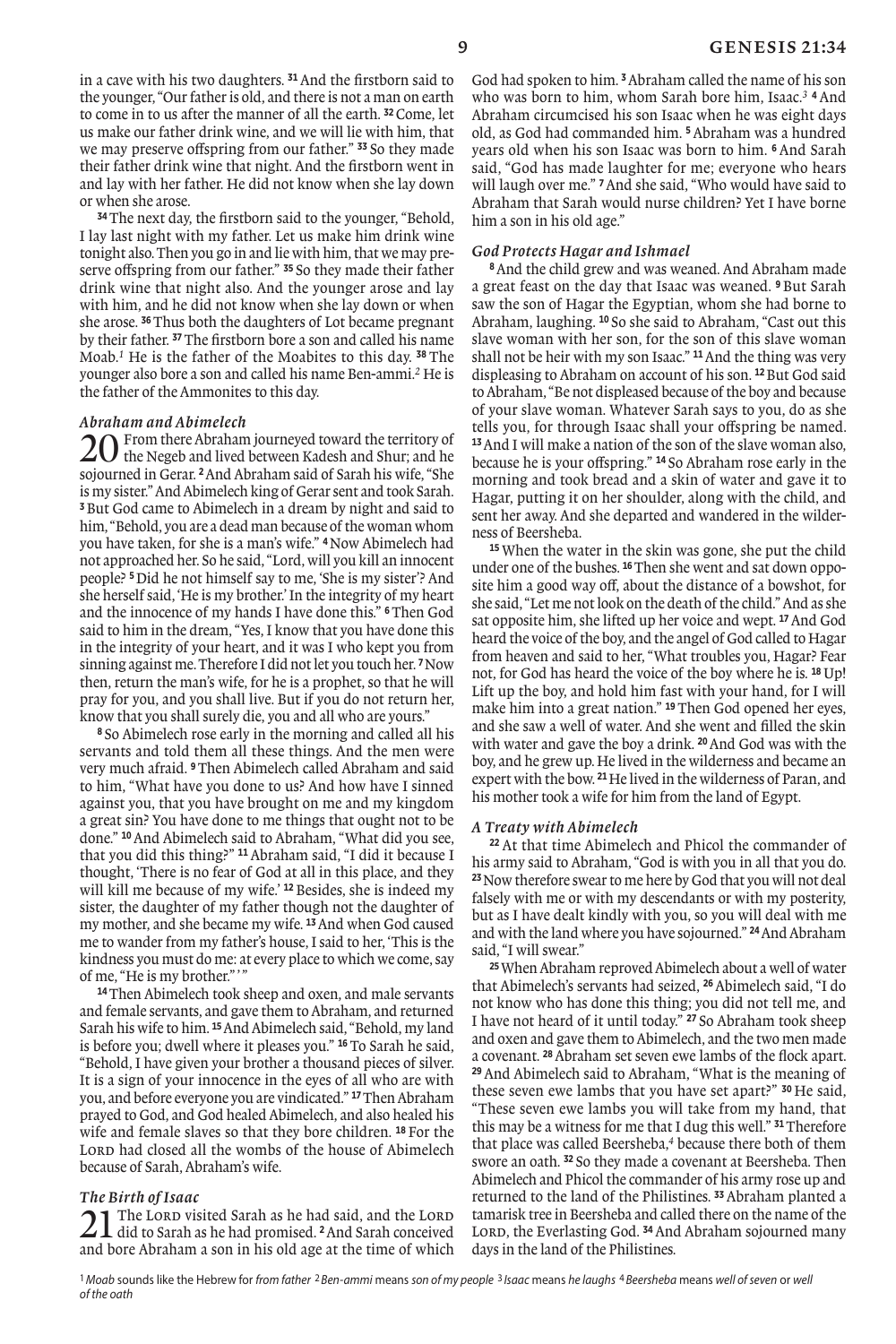in a cave with his two daughters. [31] And the firstborn said to the younger, "Our father is old, and there is not a man on earth to come in to us after the manner of all the earth. [32] Come, let us make our father drink wine, and we will lie with him, that we may preserve offspring from our father." [33] So they made their father drink wine that night. And the firstborn went in and lay with her father. He did not know when she lay down or when she arose.

[34] The next day, the firstborn said to the younger, "Behold, I lay last night with my father. Let us make him drink wine tonight also. Then you go in and lie with him, that we may preserve offspring from our father." [35] So they made their father drink wine that night also. And the younger arose and lay with him, and he did not know when she lay down or when she arose. [36] Thus both the daughters of Lot became pregnant by their father. [37] The firstborn bore a son and called his name Moab.[1] He is the father of the Moabites to this day. [38] The younger also bore a son and called his name Ben-ammi.[2] He is the father of the Ammonites to this day.

### *Abraham and Abimelech*

**20** From there Abraham journeyed toward the territory of the Negeb and lived between Kadesh and Shur; and he sojourned in Gerar. [2] And Abraham said of Sarah his wife, "She is my sister." And Abimelech king of Gerar sent and took Sarah. [3] But God came to Abimelech in a dream by night and said to him, "Behold, you are a dead man because of the woman whom you have taken, for she is a man's wife." [4] Now Abimelech had not approached her. So he said, "Lord, will you kill an innocent people? [5] Did he not himself say to me, 'She is my sister'? And she herself said, 'He is my brother.' In the integrity of my heart and the innocence of my hands I have done this." [6] Then God said to him in the dream, "Yes, I know that you have done this in the integrity of your heart, and it was I who kept you from sinning against me. Therefore I did not let you touch her. [7] Now then, return the man's wife, for he is a prophet, so that he will pray for you, and you shall live. But if you do not return her, know that you shall surely die, you and all who are yours."

[8] So Abimelech rose early in the morning and called all his servants and told them all these things. And the men were very much afraid. [9] Then Abimelech called Abraham and said to him, "What have you done to us? And how have I sinned against you, that you have brought on me and my kingdom a great sin? You have done to me things that ought not to be done." [10] And Abimelech said to Abraham, "What did you see, that you did this thing?" [11] Abraham said, "I did it because I thought, 'There is no fear of God at all in this place, and they will kill me because of my wife.' [12] Besides, she is indeed my sister, the daughter of my father though not the daughter of my mother, and she became my wife. [13] And when God caused me to wander from my father's house, I said to her, 'This is the kindness you must do me: at every place to which we come, say of me, "He is my brother."'"

[14] Then Abimelech took sheep and oxen, and male servants and female servants, and gave them to Abraham, and returned Sarah his wife to him. [15] And Abimelech said, "Behold, my land is before you; dwell where it pleases you." [16] To Sarah he said, "Behold, I have given your brother a thousand pieces of silver. It is a sign of your innocence in the eyes of all who are with you, and before everyone you are vindicated." [17] Then Abraham prayed to God, and God healed Abimelech, and also healed his wife and female slaves so that they bore children. [18] For the LORD had closed all the wombs of the house of Abimelech because of Sarah, Abraham's wife.

### *The Birth of Isaac*

**21** The LORD visited Sarah as he had said, and the LORD did to Sarah as he had promised. [2] And Sarah conceived and bore Abraham a son in his old age at the time of which God had spoken to him. [3] Abraham called the name of his son who was born to him, whom Sarah bore him, Isaac.[3] [4] And Abraham circumcised his son Isaac when he was eight days old, as God had commanded him. [5] Abraham was a hundred years old when his son Isaac was born to him. [6] And Sarah said, "God has made laughter for me; everyone who hears will laugh over me." [7] And she said, "Who would have said to Abraham that Sarah would nurse children? Yet I have borne him a son in his old age."

### *God Protects Hagar and Ishmael*

[8] And the child grew and was weaned. And Abraham made a great feast on the day that Isaac was weaned. [9] But Sarah saw the son of Hagar the Egyptian, whom she had borne to Abraham, laughing. [10] So she said to Abraham, "Cast out this slave woman with her son, for the son of this slave woman shall not be heir with my son Isaac." [11] And the thing was very displeasing to Abraham on account of his son. [12] But God said to Abraham, "Be not displeased because of the boy and because of your slave woman. Whatever Sarah says to you, do as she tells you, for through Isaac shall your offspring be named. [13] And I will make a nation of the son of the slave woman also, because he is your offspring." [14] So Abraham rose early in the morning and took bread and a skin of water and gave it to Hagar, putting it on her shoulder, along with the child, and sent her away. And she departed and wandered in the wilderness of Beersheba.

[15] When the water in the skin was gone, she put the child under one of the bushes. [16] Then she went and sat down opposite him a good way off, about the distance of a bowshot, for she said, "Let me not look on the death of the child." And as she sat opposite him, she lifted up her voice and wept. [17] And God heard the voice of the boy, and the angel of God called to Hagar from heaven and said to her, "What troubles you, Hagar? Fear not, for God has heard the voice of the boy where he is. [18] Up! Lift up the boy, and hold him fast with your hand, for I will make him into a great nation." [19] Then God opened her eyes, and she saw a well of water. And she went and filled the skin with water and gave the boy a drink. [20] And God was with the boy, and he grew up. He lived in the wilderness and became an expert with the bow. [21] He lived in the wilderness of Paran, and his mother took a wife for him from the land of Egypt.

### *A Treaty with Abimelech*

[22] At that time Abimelech and Phicol the commander of his army said to Abraham, "God is with you in all that you do. [23] Now therefore swear to me here by God that you will not deal falsely with me or with my descendants or with my posterity, but as I have dealt kindly with you, so you will deal with me and with the land where you have sojourned." [24] And Abraham said, "I will swear."

[25] When Abraham reproved Abimelech about a well of water that Abimelech's servants had seized, [26] Abimelech said, "I do not know who has done this thing; you did not tell me, and I have not heard of it until today." [27] So Abraham took sheep and oxen and gave them to Abimelech, and the two men made a covenant. [28] Abraham set seven ewe lambs of the flock apart. [29] And Abimelech said to Abraham, "What is the meaning of these seven ewe lambs that you have set apart?" [30] He said, "These seven ewe lambs you will take from my hand, that this may be a witness for me that I dug this well." [31] Therefore that place was called Beersheba,[4] because there both of them swore an oath. [32] So they made a covenant at Beersheba. Then Abimelech and Phicol the commander of his army rose up and returned to the land of the Philistines. [33] Abraham planted a tamarisk tree in Beersheba and called there on the name of the LORD, the Everlasting God. [34] And Abraham sojourned many days in the land of the Philistines.

[1] *Moab* sounds like the Hebrew for *from father* [2] *Ben-ammi* means *son of my people* [3] *Isaac* means *he laughs* [4] *Beersheba* means *well of seven* or *well of the oath*